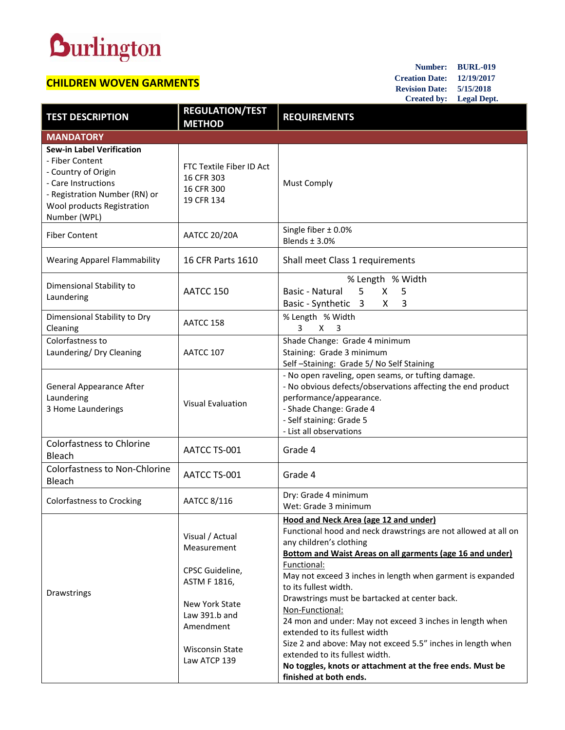Burlington

## CHILDREN WOVEN GARMENTS

**Number:** BURL-019
**Creation Date:** 12/19/2017
**Revision Date:** 5/15/2018
**Created by:** Legal Dept.

| TEST DESCRIPTION | REGULATION/TEST METHOD | REQUIREMENTS |
|---|---|---|
| **MANDATORY** | | |
| **Sew-in Label Verification**<br>- Fiber Content<br>- Country of Origin<br>- Care Instructions<br>- Registration Number (RN) or Wool products Registration Number (WPL) | FTC Textile Fiber ID Act<br>16 CFR 303<br>16 CFR 300<br>19 CFR 134 | Must Comply |
| Fiber Content | AATCC 20/20A | Single fiber ± 0.0%<br>Blends ± 3.0% |
| Wearing Apparel Flammability | 16 CFR Parts 1610 | Shall meet Class 1 requirements |
| Dimensional Stability to Laundering | AATCC 150 | % Length % Width<br>Basic - Natural 5 X 5<br>Basic - Synthetic 3 X 3 |
| Dimensional Stability to Dry Cleaning | AATCC 158 | % Length % Width<br>3 X 3 |
| Colorfastness to Laundering/ Dry Cleaning | AATCC 107 | Shade Change: Grade 4 minimum<br>Staining: Grade 3 minimum<br>Self –Staining: Grade 5/ No Self Staining |
| General Appearance After Laundering<br>3 Home Launderings | Visual Evaluation | - No open raveling, open seams, or tufting damage.<br>- No obvious defects/observations affecting the end product performance/appearance.<br>- Shade Change: Grade 4<br>- Self staining: Grade 5<br>- List all observations |
| Colorfastness to Chlorine Bleach | AATCC TS-001 | Grade 4 |
| Colorfastness to Non-Chlorine Bleach | AATCC TS-001 | Grade 4 |
| Colorfastness to Crocking | AATCC 8/116 | Dry: Grade 4 minimum<br>Wet: Grade 3 minimum |
| Drawstrings | Visual / Actual Measurement<br><br>CPSC Guideline, ASTM F 1816,<br><br>New York State Law 391.b and Amendment<br><br>Wisconsin State Law ATCP 139 | **Hood and Neck Area (age 12 and under)**<br>Functional hood and neck drawstrings are not allowed at all on any children's clothing<br>**Bottom and Waist Areas on all garments (age 16 and under)**<br>Functional:<br>May not exceed 3 inches in length when garment is expanded to its fullest width.<br>Drawstrings must be bartacked at center back.<br>Non-Functional:<br>24 mon and under: May not exceed 3 inches in length when extended to its fullest width<br>Size 2 and above: May not exceed 5.5" inches in length when extended to its fullest width.<br>**No toggles, knots or attachment at the free ends. Must be finished at both ends.** |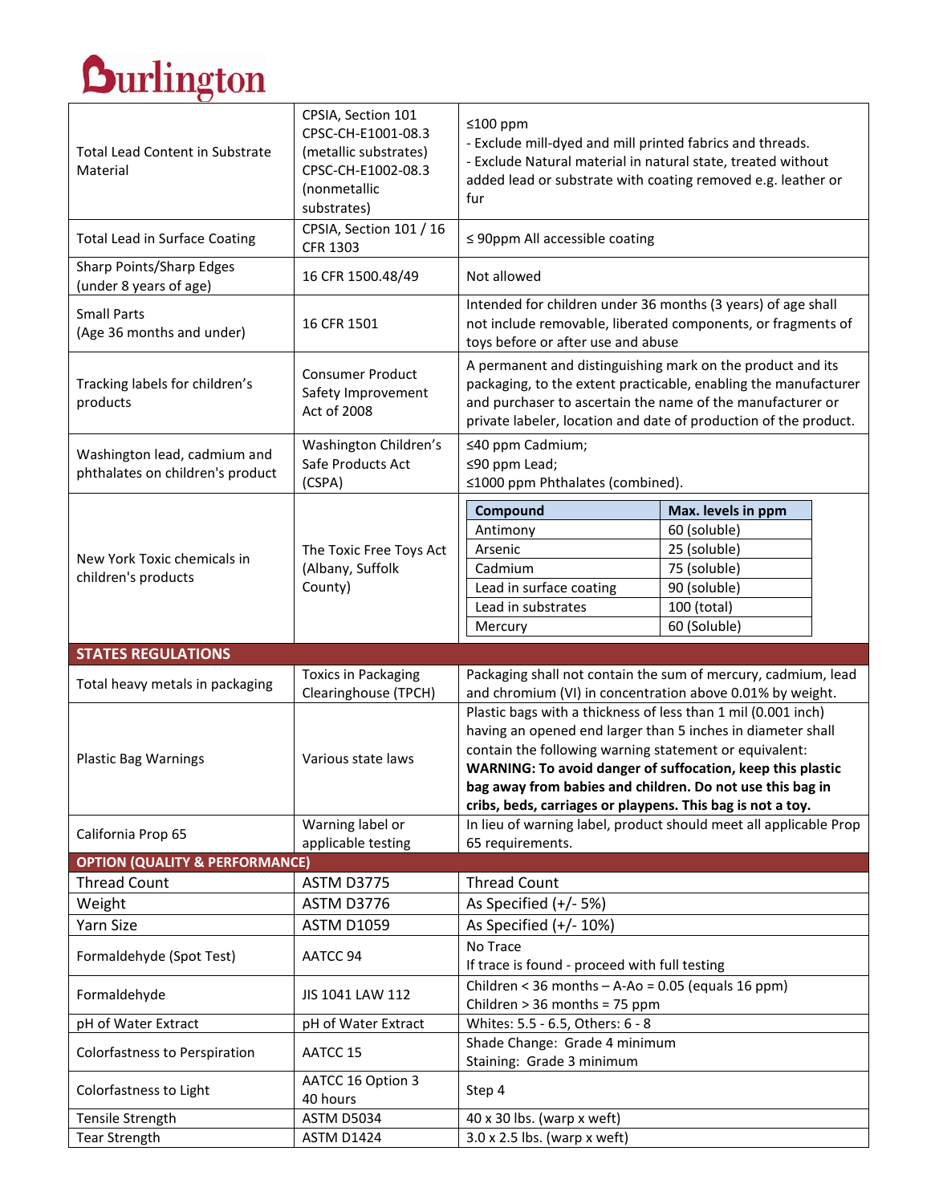# Burlington

| | | |
|---|---|---|
| Total Lead Content in Substrate Material | CPSIA, Section 101 CPSC-CH-E1001-08.3 (metallic substrates) CPSC-CH-E1002-08.3 (nonmetallic substrates) | ≤100 ppm<br>- Exclude mill-dyed and mill printed fabrics and threads.<br>- Exclude Natural material in natural state, treated without added lead or substrate with coating removed e.g. leather or fur |
| Total Lead in Surface Coating | CPSIA, Section 101 / 16 CFR 1303 | ≤ 90ppm All accessible coating |
| Sharp Points/Sharp Edges (under 8 years of age) | 16 CFR 1500.48/49 | Not allowed |
| Small Parts (Age 36 months and under) | 16 CFR 1501 | Intended for children under 36 months (3 years) of age shall not include removable, liberated components, or fragments of toys before or after use and abuse |
| Tracking labels for children's products | Consumer Product Safety Improvement Act of 2008 | A permanent and distinguishing mark on the product and its packaging, to the extent practicable, enabling the manufacturer and purchaser to ascertain the name of the manufacturer or private labeler, location and date of production of the product. |
| Washington lead, cadmium and phthalates on children's product | Washington Children's Safe Products Act (CSPA) | ≤40 ppm Cadmium;<br>≤90 ppm Lead;<br>≤1000 ppm Phthalates (combined). |
| New York Toxic chemicals in children's products | The Toxic Free Toys Act (Albany, Suffolk County) | **Compound** – **Max. levels in ppm**<br>Antimony – 60 (soluble)<br>Arsenic – 25 (soluble)<br>Cadmium – 75 (soluble)<br>Lead in surface coating – 90 (soluble)<br>Lead in substrates – 100 (total)<br>Mercury – 60 (Soluble) |
| **STATES REGULATIONS** | | |
| Total heavy metals in packaging | Toxics in Packaging Clearinghouse (TPCH) | Packaging shall not contain the sum of mercury, cadmium, lead and chromium (VI) in concentration above 0.01% by weight. |
| Plastic Bag Warnings | Various state laws | Plastic bags with a thickness of less than 1 mil (0.001 inch) having an opened end larger than 5 inches in diameter shall contain the following warning statement or equivalent: **WARNING: To avoid danger of suffocation, keep this plastic bag away from babies and children. Do not use this bag in cribs, beds, carriages or playpens. This bag is not a toy.** |
| California Prop 65 | Warning label or applicable testing | In lieu of warning label, product should meet all applicable Prop 65 requirements. |
| **OPTION (QUALITY & PERFORMANCE)** | | |
| Thread Count | ASTM D3775 | Thread Count |
| Weight | ASTM D3776 | As Specified (+/- 5%) |
| Yarn Size | ASTM D1059 | As Specified (+/- 10%) |
| Formaldehyde (Spot Test) | AATCC 94 | No Trace<br>If trace is found - proceed with full testing |
| Formaldehyde | JIS 1041 LAW 112 | Children < 36 months – A-Ao = 0.05 (equals 16 ppm)<br>Children > 36 months = 75 ppm |
| pH of Water Extract | pH of Water Extract | Whites: 5.5 - 6.5, Others: 6 - 8 |
| Colorfastness to Perspiration | AATCC 15 | Shade Change: Grade 4 minimum<br>Staining: Grade 3 minimum |
| Colorfastness to Light | AATCC 16 Option 3 40 hours | Step 4 |
| Tensile Strength | ASTM D5034 | 40 x 30 lbs. (warp x weft) |
| Tear Strength | ASTM D1424 | 3.0 x 2.5 lbs. (warp x weft) |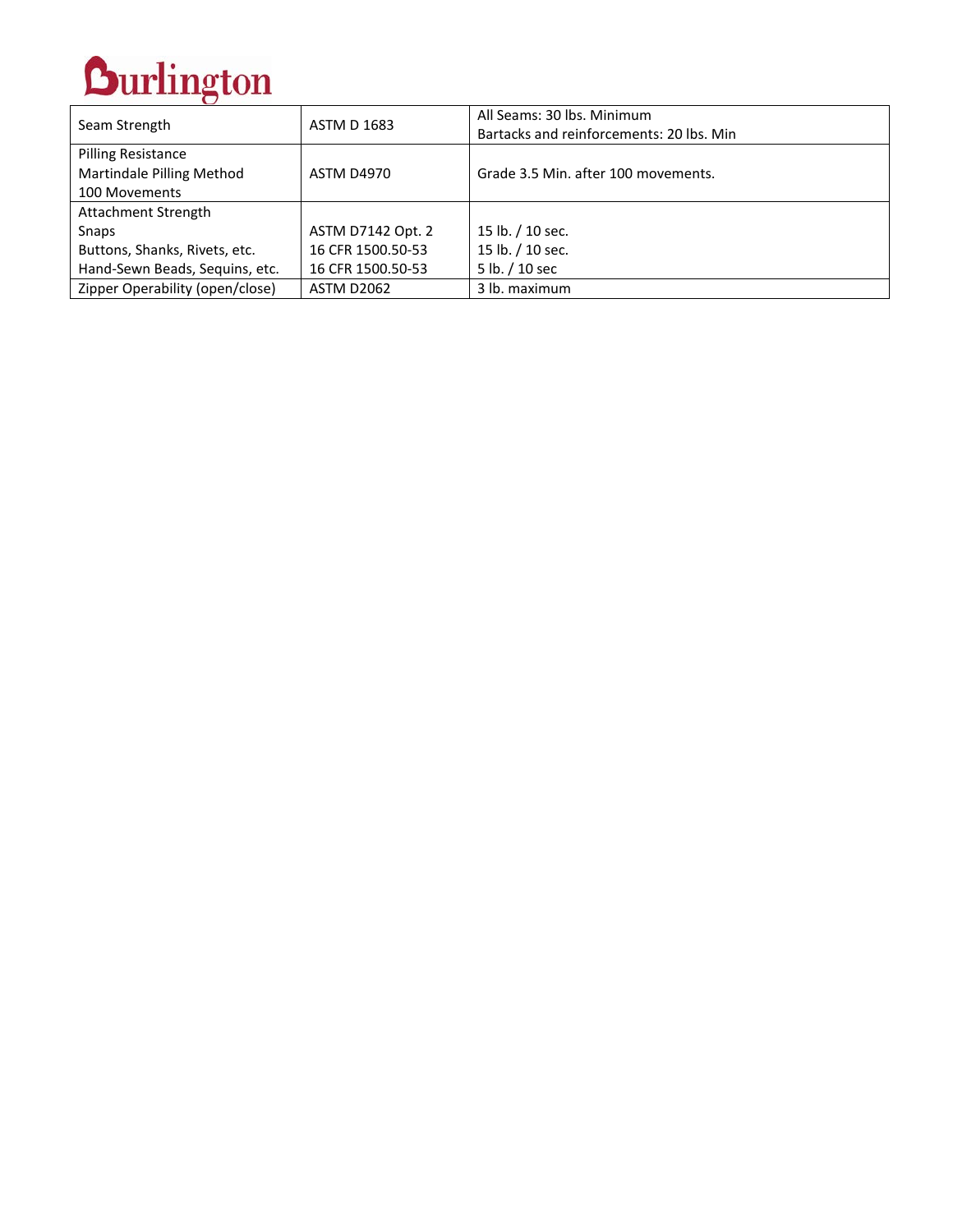Burlington

| | | |
|---|---|---|
| Seam Strength | ASTM D 1683 | All Seams: 30 lbs. Minimum<br>Bartacks and reinforcements: 20 lbs. Min |
| Pilling Resistance<br>Martindale Pilling Method<br>100 Movements | ASTM D4970 | Grade 3.5 Min. after 100 movements. |
| Attachment Strength<br>Snaps<br>Buttons, Shanks, Rivets, etc.<br>Hand-Sewn Beads, Sequins, etc. | <br>ASTM D7142 Opt. 2<br>16 CFR 1500.50-53<br>16 CFR 1500.50-53 | <br>15 lb. / 10 sec.<br>15 lb. / 10 sec.<br>5 lb. / 10 sec |
| Zipper Operability (open/close) | ASTM D2062 | 3 lb. maximum |